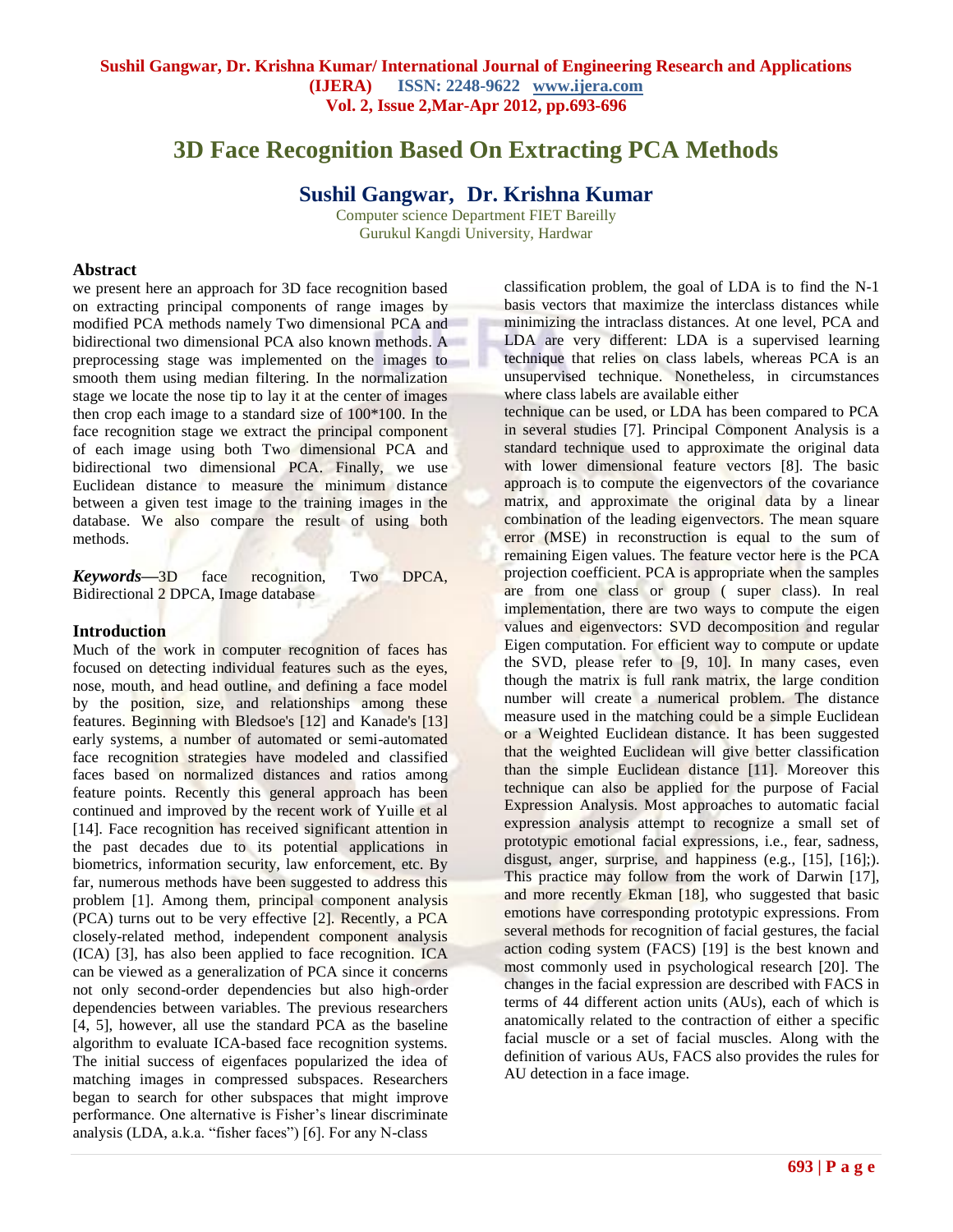# 3D Face Recognition Based On Extracting PCA Methods

## Sushil Gangwar, Dr. Krishna Kumar

Computer science Department FIET Bareilly
Gurukul Kangdi University, Hardwar

## Abstract

we present here an approach for 3D face recognition based on extracting principal components of range images by modified PCA methods namely Two dimensional PCA and bidirectional two dimensional PCA also known methods. A preprocessing stage was implemented on the images to smooth them using median filtering. In the normalization stage we locate the nose tip to lay it at the center of images then crop each image to a standard size of 100*100. In the face recognition stage we extract the principal component of each image using both Two dimensional PCA and bidirectional two dimensional PCA. Finally, we use Euclidean distance to measure the minimum distance between a given test image to the training images in the database. We also compare the result of using both methods.

***Keywords*—**3D face recognition, Two DPCA, Bidirectional 2 DPCA, Image database

## Introduction

Much of the work in computer recognition of faces has focused on detecting individual features such as the eyes, nose, mouth, and head outline, and defining a face model by the position, size, and relationships among these features. Beginning with Bledsoe's [12] and Kanade's [13] early systems, a number of automated or semi-automated face recognition strategies have modeled and classified faces based on normalized distances and ratios among feature points. Recently this general approach has been continued and improved by the recent work of Yuille et al [14]. Face recognition has received significant attention in the past decades due to its potential applications in biometrics, information security, law enforcement, etc. By far, numerous methods have been suggested to address this problem [1]. Among them, principal component analysis (PCA) turns out to be very effective [2]. Recently, a PCA closely-related method, independent component analysis (ICA) [3], has also been applied to face recognition. ICA can be viewed as a generalization of PCA since it concerns not only second-order dependencies but also high-order dependencies between variables. The previous researchers [4, 5], however, all use the standard PCA as the baseline algorithm to evaluate ICA-based face recognition systems. The initial success of eigenfaces popularized the idea of matching images in compressed subspaces. Researchers began to search for other subspaces that might improve performance. One alternative is Fisher's linear discriminate analysis (LDA, a.k.a. "fisher faces") [6]. For any N-class classification problem, the goal of LDA is to find the N-1 basis vectors that maximize the interclass distances while minimizing the intraclass distances. At one level, PCA and LDA are very different: LDA is a supervised learning technique that relies on class labels, whereas PCA is an unsupervised technique. Nonetheless, in circumstances where class labels are available either technique can be used, or LDA has been compared to PCA in several studies [7]. Principal Component Analysis is a standard technique used to approximate the original data with lower dimensional feature vectors [8]. The basic approach is to compute the eigenvectors of the covariance matrix, and approximate the original data by a linear combination of the leading eigenvectors. The mean square error (MSE) in reconstruction is equal to the sum of remaining Eigen values. The feature vector here is the PCA projection coefficient. PCA is appropriate when the samples are from one class or group ( super class). In real implementation, there are two ways to compute the eigen values and eigenvectors: SVD decomposition and regular Eigen computation. For efficient way to compute or update the SVD, please refer to [9, 10]. In many cases, even though the matrix is full rank matrix, the large condition number will create a numerical problem. The distance measure used in the matching could be a simple Euclidean or a Weighted Euclidean distance. It has been suggested that the weighted Euclidean will give better classification than the simple Euclidean distance [11]. Moreover this technique can also be applied for the purpose of Facial Expression Analysis. Most approaches to automatic facial expression analysis attempt to recognize a small set of prototypic emotional facial expressions, i.e., fear, sadness, disgust, anger, surprise, and happiness (e.g., [15], [16];). This practice may follow from the work of Darwin [17], and more recently Ekman [18], who suggested that basic emotions have corresponding prototypic expressions. From several methods for recognition of facial gestures, the facial action coding system (FACS) [19] is the best known and most commonly used in psychological research [20]. The changes in the facial expression are described with FACS in terms of 44 different action units (AUs), each of which is anatomically related to the contraction of either a specific facial muscle or a set of facial muscles. Along with the definition of various AUs, FACS also provides the rules for AU detection in a face image.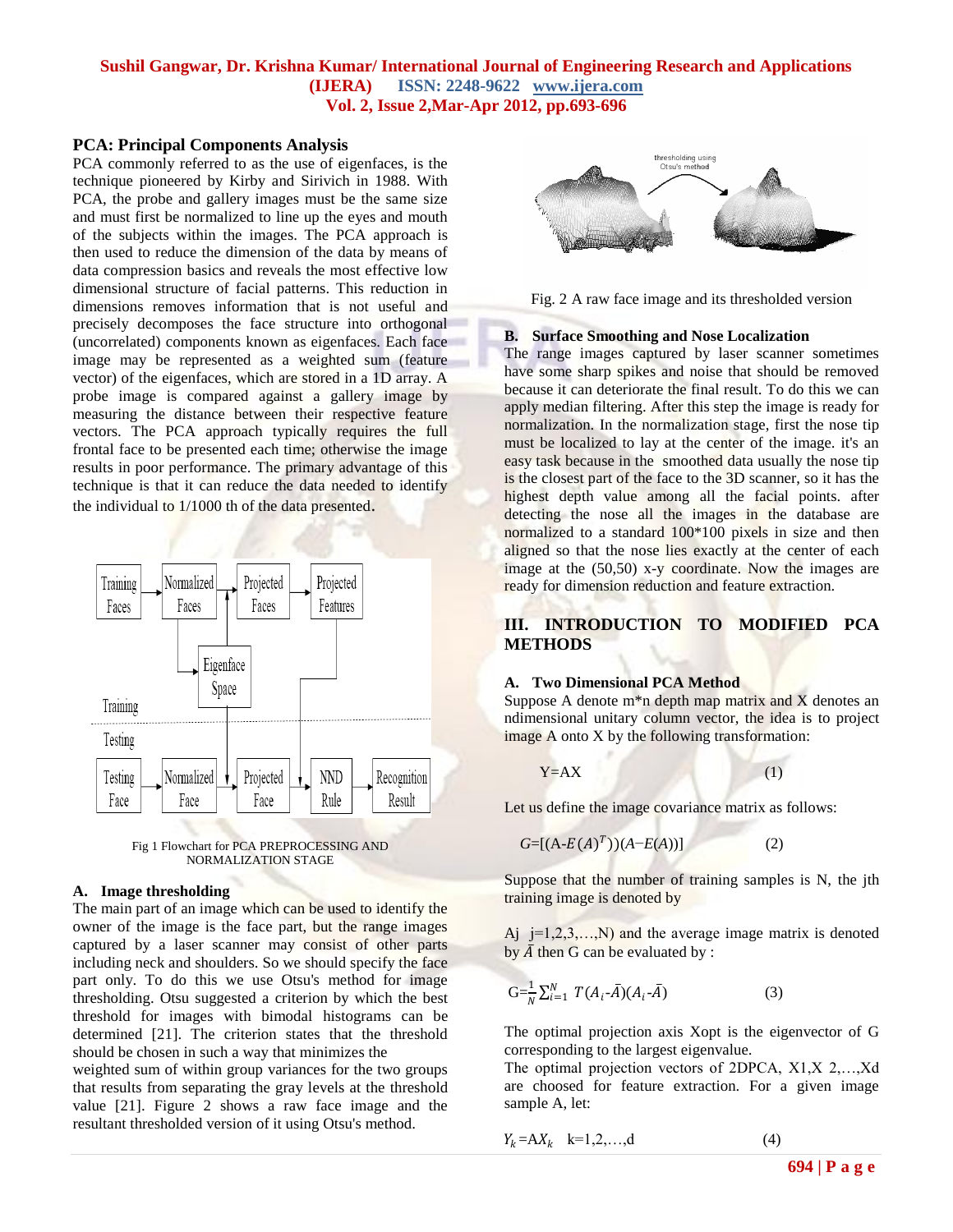## PCA: Principal Components Analysis

PCA commonly referred to as the use of eigenfaces, is the technique pioneered by Kirby and Sirivich in 1988. With PCA, the probe and gallery images must be the same size and must first be normalized to line up the eyes and mouth of the subjects within the images. The PCA approach is then used to reduce the dimension of the data by means of data compression basics and reveals the most effective low dimensional structure of facial patterns. This reduction in dimensions removes information that is not useful and precisely decomposes the face structure into orthogonal (uncorrelated) components known as eigenfaces. Each face image may be represented as a weighted sum (feature vector) of the eigenfaces, which are stored in a 1D array. A probe image is compared against a gallery image by measuring the distance between their respective feature vectors. The PCA approach typically requires the full frontal face to be presented each time; otherwise the image results in poor performance. The primary advantage of this technique is that it can reduce the data needed to identify the individual to 1/1000 th of the data presented.

Fig 1 Flowchart for PCA PREPROCESSING AND NORMALIZATION STAGE

### A. Image thresholding

The main part of an image which can be used to identify the owner of the image is the face part, but the range images captured by a laser scanner may consist of other parts including neck and shoulders. So we should specify the face part only. To do this we use Otsu's method for image thresholding. Otsu suggested a criterion by which the best threshold for images with bimodal histograms can be determined [21]. The criterion states that the threshold should be chosen in such a way that minimizes the weighted sum of within group variances for the two groups that results from separating the gray levels at the threshold value [21]. Figure 2 shows a raw face image and the resultant thresholded version of it using Otsu's method.

Fig. 2 A raw face image and its thresholded version

### B. Surface Smoothing and Nose Localization

The range images captured by laser scanner sometimes have some sharp spikes and noise that should be removed because it can deteriorate the final result. To do this we can apply median filtering. After this step the image is ready for normalization. In the normalization stage, first the nose tip must be localized to lay at the center of the image. it's an easy task because in the smoothed data usually the nose tip is the closest part of the face to the 3D scanner, so it has the highest depth value among all the facial points. after detecting the nose all the images in the database are normalized to a standard 100*100 pixels in size and then aligned so that the nose lies exactly at the center of each image at the (50,50) x-y coordinate. Now the images are ready for dimension reduction and feature extraction.

## III. INTRODUCTION TO MODIFIED PCA METHODS

### A. Two Dimensional PCA Method

Suppose A denote m*n depth map matrix and X denotes an ndimensional unitary column vector, the idea is to project image A onto X by the following transformation:

$$Y=AX \tag{1}$$

Let us define the image covariance matrix as follows:

$$G=[(A-E(A)^T))(A-E(A))] \tag{2}$$

Suppose that the number of training samples is N, the jth training image is denoted by

Aj j=1,2,3,…,N) and the average image matrix is denoted by $\bar{A}$ then G can be evaluated by :

$$G=\frac{1}{N}\sum_{i=1}^{N} T(A_i-\bar{A})(A_i-\bar{A}) \tag{3}$$

The optimal projection axis Xopt is the eigenvector of G corresponding to the largest eigenvalue.

The optimal projection vectors of 2DPCA, X1,X 2,…,Xd are choosed for feature extraction. For a given image sample A, let:

$$Y_k=AX_k \quad k=1,2,\ldots,d \tag{4}$$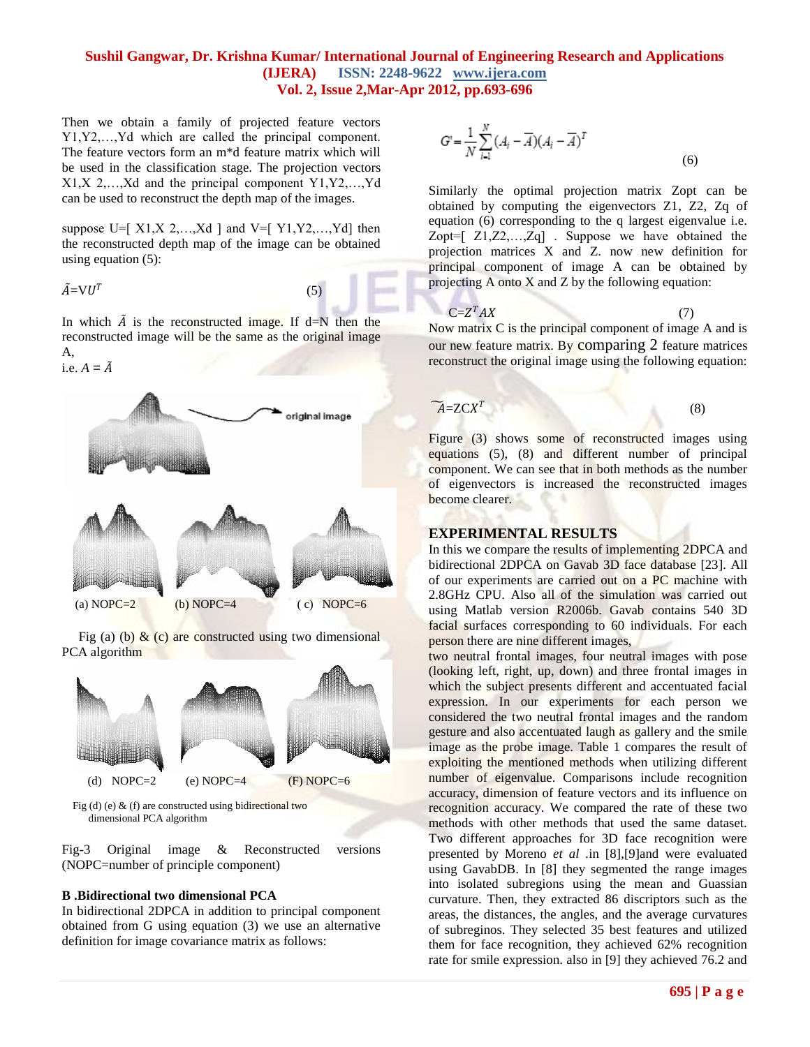Then we obtain a family of projected feature vectors Y1,Y2,…,Yd which are called the principal component. The feature vectors form an m*d feature matrix which will be used in the classification stage. The projection vectors X1,X 2,…,Xd and the principal component Y1,Y2,…,Yd can be used to reconstruct the depth map of the images.

suppose U=[ X1,X 2,…,Xd ] and V=[ Y1,Y2,…,Yd] then the reconstructed depth map of the image can be obtained using equation (5):

$$\tilde{A}=VU^T \quad (5)$$

In which $\tilde{A}$ is the reconstructed image. If d=N then the reconstructed image will be the same as the original image A,
i.e. $A = \tilde{A}$

original image

(a) NOPC=2 (b) NOPC=4 ( c) NOPC=6

Fig (a) (b) & (c) are constructed using two dimensional PCA algorithm

(d) NOPC=2 (e) NOPC=4 (F) NOPC=6

Fig (d) (e) & (f) are constructed using bidirectional two dimensional PCA algorithm

Fig-3 Original image & Reconstructed versions (NOPC=number of principle component)

**B .Bidirectional two dimensional PCA**
In bidirectional 2DPCA in addition to principal component obtained from G using equation (3) we use an alternative definition for image covariance matrix as follows:

$$G' = \frac{1}{N}\sum_{i=1}^{N}(A_i - \overline{A})(A_i - \overline{A})^T \quad (6)$$

Similarly the optimal projection matrix Zopt can be obtained by computing the eigenvectors Z1, Z2, Zq of equation (6) corresponding to the q largest eigenvalue i.e. Zopt=[ Z1,Z2,…,Zq] . Suppose we have obtained the projection matrices X and Z. now new definition for principal component of image A can be obtained by projecting A onto X and Z by the following equation:

$$C=Z^T AX \quad (7)$$

Now matrix C is the principal component of image A and is our new feature matrix. By comparing 2 feature matrices reconstruct the original image using the following equation:

$$\tilde{A}=ZCX^T \quad (8)$$

Figure (3) shows some of reconstructed images using equations (5), (8) and different number of principal component. We can see that in both methods as the number of eigenvectors is increased the reconstructed images become clearer.

## EXPERIMENTAL RESULTS

In this we compare the results of implementing 2DPCA and bidirectional 2DPCA on Gavab 3D face database [23]. All of our experiments are carried out on a PC machine with 2.8GHz CPU. Also all of the simulation was carried out using Matlab version R2006b. Gavab contains 540 3D facial surfaces corresponding to 60 individuals. For each person there are nine different images,
two neutral frontal images, four neutral images with pose (looking left, right, up, down) and three frontal images in which the subject presents different and accentuated facial expression. In our experiments for each person we considered the two neutral frontal images and the random gesture and also accentuated laugh as gallery and the smile image as the probe image. Table 1 compares the result of exploiting the mentioned methods when utilizing different number of eigenvalue. Comparisons include recognition accuracy, dimension of feature vectors and its influence on recognition accuracy. We compared the rate of these two methods with other methods that used the same dataset. Two different approaches for 3D face recognition were presented by Moreno *et al* .in [8],[9]and were evaluated using GavabDB. In [8] they segmented the range images into isolated subregions using the mean and Guassian curvature. Then, they extracted 86 discriptors such as the areas, the distances, the angles, and the average curvatures of subreginos. They selected 35 best features and utilized them for face recognition, they achieved 62% recognition rate for smile expression. also in [9] they achieved 76.2 and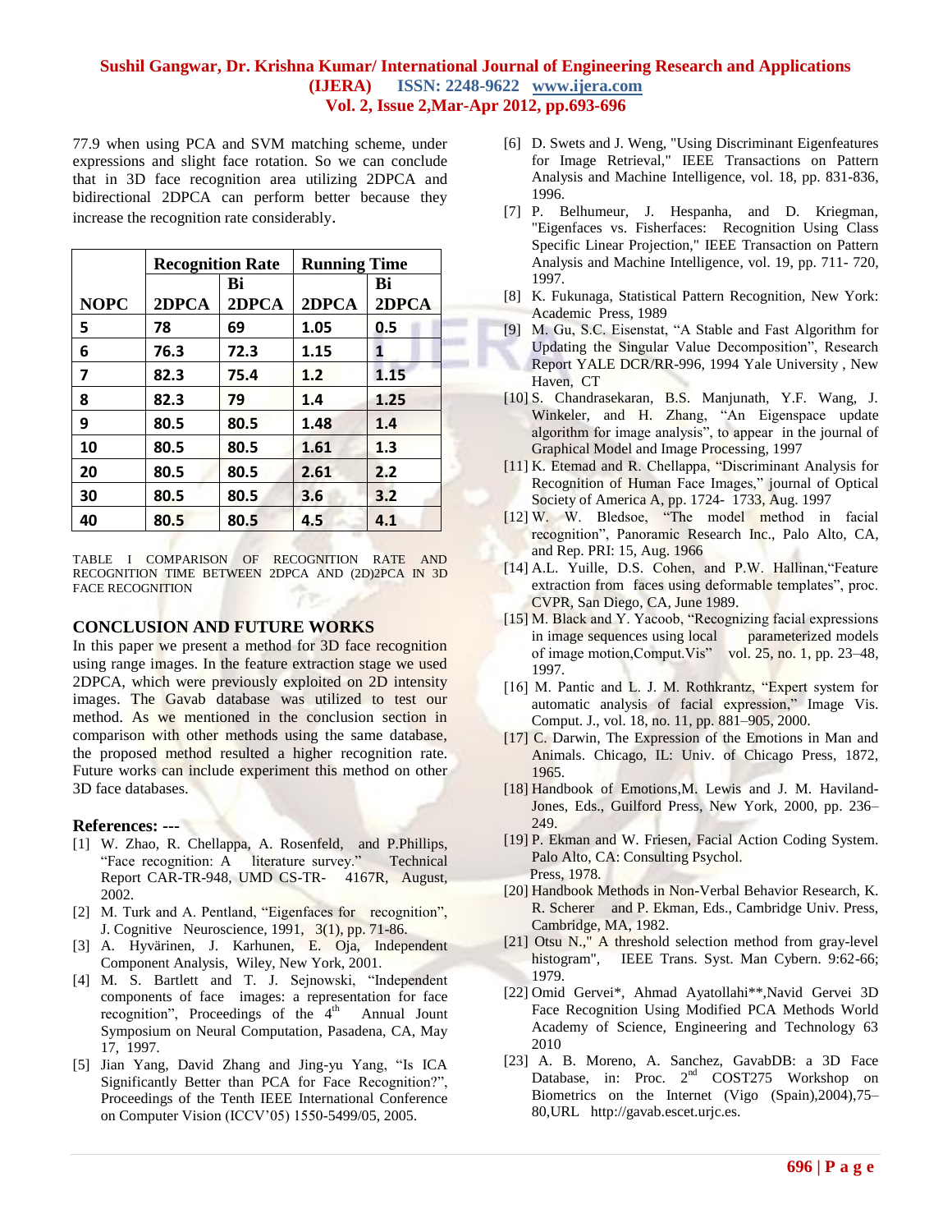77.9 when using PCA and SVM matching scheme, under expressions and slight face rotation. So we can conclude that in 3D face recognition area utilizing 2DPCA and bidirectional 2DPCA can perform better because they increase the recognition rate considerably.

| | Recognition Rate | | Running Time | |
|---|---|---|---|---|
| NOPC | 2DPCA | Bi 2DPCA | 2DPCA | Bi 2DPCA |
| 5 | 78 | 69 | 1.05 | 0.5 |
| 6 | 76.3 | 72.3 | 1.15 | 1 |
| 7 | 82.3 | 75.4 | 1.2 | 1.15 |
| 8 | 82.3 | 79 | 1.4 | 1.25 |
| 9 | 80.5 | 80.5 | 1.48 | 1.4 |
| 10 | 80.5 | 80.5 | 1.61 | 1.3 |
| 20 | 80.5 | 80.5 | 2.61 | 2.2 |
| 30 | 80.5 | 80.5 | 3.6 | 3.2 |
| 40 | 80.5 | 80.5 | 4.5 | 4.1 |

TABLE I COMPARISON OF RECOGNITION RATE AND RECOGNITION TIME BETWEEN 2DPCA AND (2D)2PCA IN 3D FACE RECOGNITION

## CONCLUSION AND FUTURE WORKS

In this paper we present a method for 3D face recognition using range images. In the feature extraction stage we used 2DPCA, which were previously exploited on 2D intensity images. The Gavab database was utilized to test our method. As we mentioned in the conclusion section in comparison with other methods using the same database, the proposed method resulted a higher recognition rate. Future works can include experiment this method on other 3D face databases.

## References: ---

[1] W. Zhao, R. Chellappa, A. Rosenfeld, and P.Phillips, "Face recognition: A literature survey." Technical Report CAR-TR-948, UMD CS-TR- 4167R, August, 2002.

[2] M. Turk and A. Pentland, "Eigenfaces for recognition", J. Cognitive Neuroscience, 1991, 3(1), pp. 71-86.

[3] A. Hyvärinen, J. Karhunen, E. Oja, Independent Component Analysis, Wiley, New York, 2001.

[4] M. S. Bartlett and T. J. Sejnowski, "Independent components of face images: a representation for face recognition", Proceedings of the 4th Annual Jount Symposium on Neural Computation, Pasadena, CA, May 17, 1997.

[5] Jian Yang, David Zhang and Jing-yu Yang, "Is ICA Significantly Better than PCA for Face Recognition?", Proceedings of the Tenth IEEE International Conference on Computer Vision (ICCV'05) 1550-5499/05, 2005.

[6] D. Swets and J. Weng, "Using Discriminant Eigenfeatures for Image Retrieval," IEEE Transactions on Pattern Analysis and Machine Intelligence, vol. 18, pp. 831-836, 1996.

[7] P. Belhumeur, J. Hespanha, and D. Kriegman, "Eigenfaces vs. Fisherfaces: Recognition Using Class Specific Linear Projection," IEEE Transaction on Pattern Analysis and Machine Intelligence, vol. 19, pp. 711- 720, 1997.

[8] K. Fukunaga, Statistical Pattern Recognition, New York: Academic Press, 1989

[9] M. Gu, S.C. Eisenstat, "A Stable and Fast Algorithm for Updating the Singular Value Decomposition", Research Report YALE DCR/RR-996, 1994 Yale University , New Haven, CT

[10] S. Chandrasekaran, B.S. Manjunath, Y.F. Wang, J. Winkeler, and H. Zhang, "An Eigenspace update algorithm for image analysis", to appear in the journal of Graphical Model and Image Processing, 1997

[11] K. Etemad and R. Chellappa, "Discriminant Analysis for Recognition of Human Face Images," journal of Optical Society of America A, pp. 1724- 1733, Aug. 1997

[12] W. W. Bledsoe, "The model method in facial recognition", Panoramic Research Inc., Palo Alto, CA, and Rep. PRI: 15, Aug. 1966

[14] A.L. Yuille, D.S. Cohen, and P.W. Hallinan,"Feature extraction from faces using deformable templates", proc. CVPR, San Diego, CA, June 1989.

[15] M. Black and Y. Yacoob, "Recognizing facial expressions in image sequences using local parameterized models of image motion,Comput.Vis" vol. 25, no. 1, pp. 23–48, 1997.

[16] M. Pantic and L. J. M. Rothkrantz, "Expert system for automatic analysis of facial expression," Image Vis. Comput. J., vol. 18, no. 11, pp. 881–905, 2000.

[17] C. Darwin, The Expression of the Emotions in Man and Animals. Chicago, IL: Univ. of Chicago Press, 1872, 1965.

[18] Handbook of Emotions,M. Lewis and J. M. Haviland-Jones, Eds., Guilford Press, New York, 2000, pp. 236–249.

[19] P. Ekman and W. Friesen, Facial Action Coding System. Palo Alto, CA: Consulting Psychol. Press, 1978.

[20] Handbook Methods in Non-Verbal Behavior Research, K. R. Scherer and P. Ekman, Eds., Cambridge Univ. Press, Cambridge, MA, 1982.

[21] Otsu N.," A threshold selection method from gray-level histogram", IEEE Trans. Syst. Man Cybern. 9:62-66; 1979.

[22] Omid Gervei*, Ahmad Ayatollahi**,Navid Gervei 3D Face Recognition Using Modified PCA Methods World Academy of Science, Engineering and Technology 63 2010

[23] A. B. Moreno, A. Sanchez, GavabDB: a 3D Face Database, in: Proc. 2nd COST275 Workshop on Biometrics on the Internet (Vigo (Spain),2004),75–80,URL http://gavab.escet.urjc.es.